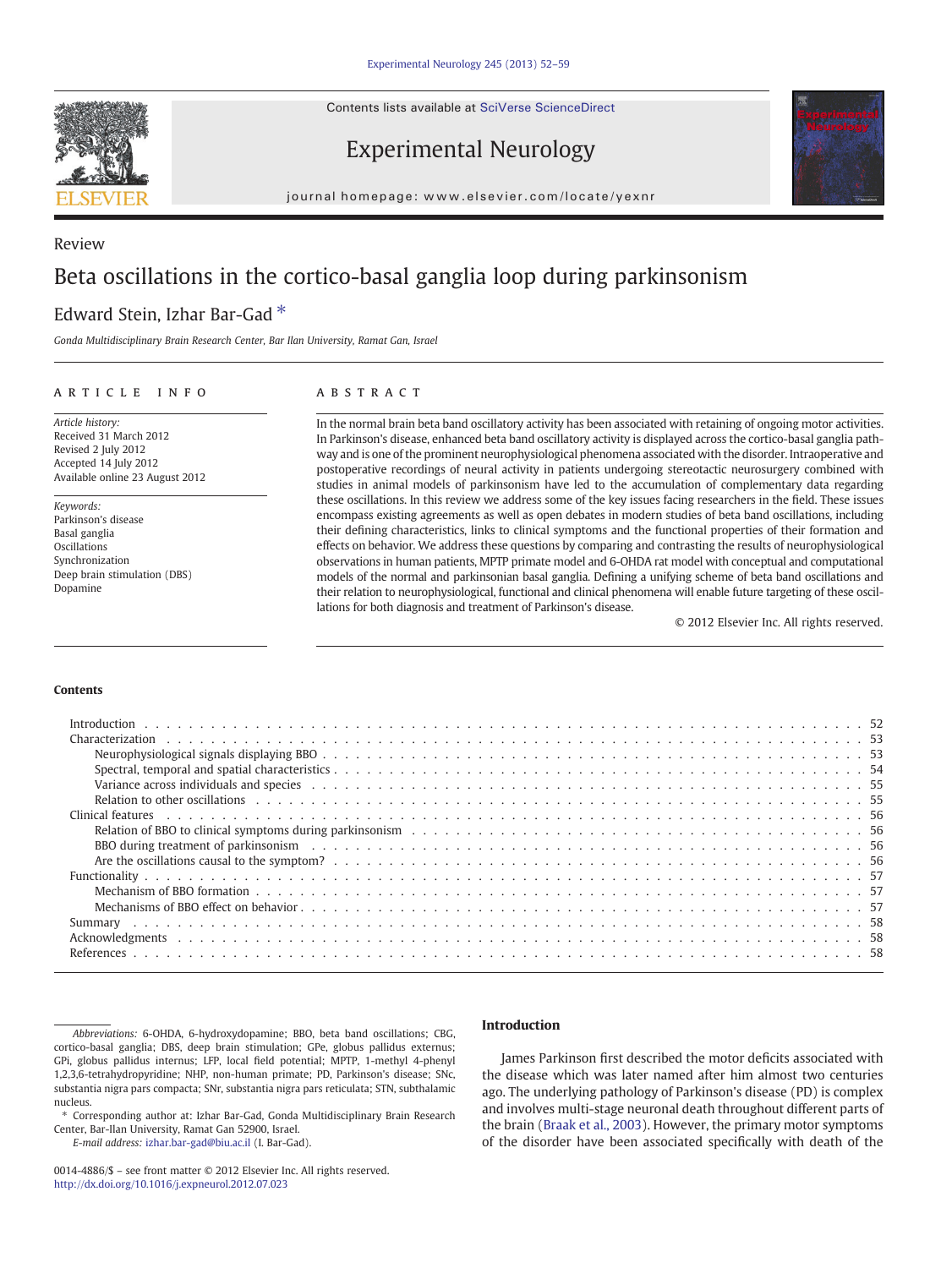Review

# Beta oscillations in the cortico-basal ganglia loop during parkinsonism

Edward Stein, Izhar Bar-Gad *

*Gonda Multidisciplinary Brain Research Center, Bar Ilan University, Ramat Gan, Israel*

## ARTICLE INFO

*Article history:*
Received 31 March 2012
Revised 2 July 2012
Accepted 14 July 2012
Available online 23 August 2012

*Keywords:*
Parkinson's disease
Basal ganglia
Oscillations
Synchronization
Deep brain stimulation (DBS)
Dopamine

## ABSTRACT

In the normal brain beta band oscillatory activity has been associated with retaining of ongoing motor activities. In Parkinson's disease, enhanced beta band oscillatory activity is displayed across the cortico-basal ganglia pathway and is one of the prominent neurophysiological phenomena associated with the disorder. Intraoperative and postoperative recordings of neural activity in patients undergoing stereotactic neurosurgery combined with studies in animal models of parkinsonism have led to the accumulation of complementary data regarding these oscillations. In this review we address some of the key issues facing researchers in the field. These issues encompass existing agreements as well as open debates in modern studies of beta band oscillations, including their defining characteristics, links to clinical symptoms and the functional properties of their formation and effects on behavior. We address these questions by comparing and contrasting the results of neurophysiological observations in human patients, MPTP primate model and 6-OHDA rat model with conceptual and computational models of the normal and parkinsonian basal ganglia. Defining a unifying scheme of beta band oscillations and their relation to neurophysiological, functional and clinical phenomena will enable future targeting of these oscillations for both diagnosis and treatment of Parkinson's disease.

© 2012 Elsevier Inc. All rights reserved.

## Contents

- Introduction . . . 52
- Characterization . . . 53
  - Neurophysiological signals displaying BBO . . . 53
  - Spectral, temporal and spatial characteristics . . . 54
  - Variance across individuals and species . . . 55
  - Relation to other oscillations . . . 55
- Clinical features . . . 56
  - Relation of BBO to clinical symptoms during parkinsonism . . . 56
  - BBO during treatment of parkinsonism . . . 56
  - Are the oscillations causal to the symptom? . . . 56
- Functionality . . . 57
  - Mechanism of BBO formation . . . 57
  - Mechanisms of BBO effect on behavior . . . 57
- Summary . . . 58
- Acknowledgments . . . 58
- References . . . 58

## Introduction

James Parkinson first described the motor deficits associated with the disease which was later named after him almost two centuries ago. The underlying pathology of Parkinson's disease (PD) is complex and involves multi-stage neuronal death throughout different parts of the brain (Braak et al., 2003). However, the primary motor symptoms of the disorder have been associated specifically with death of the

*Abbreviations:* 6-OHDA, 6-hydroxydopamine; BBO, beta band oscillations; CBG, cortico-basal ganglia; DBS, deep brain stimulation; GPe, globus pallidus externus; GPi, globus pallidus internus; LFP, local field potential; MPTP, 1-methyl 4-phenyl 1,2,3,6-tetrahydropyridine; NHP, non-human primate; PD, Parkinson's disease; SNc, substantia nigra pars compacta; SNr, substantia nigra pars reticulata; STN, subthalamic nucleus.

* Corresponding author at: Izhar Bar-Gad, Gonda Multidisciplinary Brain Research Center, Bar-Ilan University, Ramat Gan 52900, Israel.
*E-mail address:* izhar.bar-gad@biu.ac.il (I. Bar-Gad).

0014-4886/$ – see front matter © 2012 Elsevier Inc. All rights reserved.
http://dx.doi.org/10.1016/j.expneurol.2012.07.023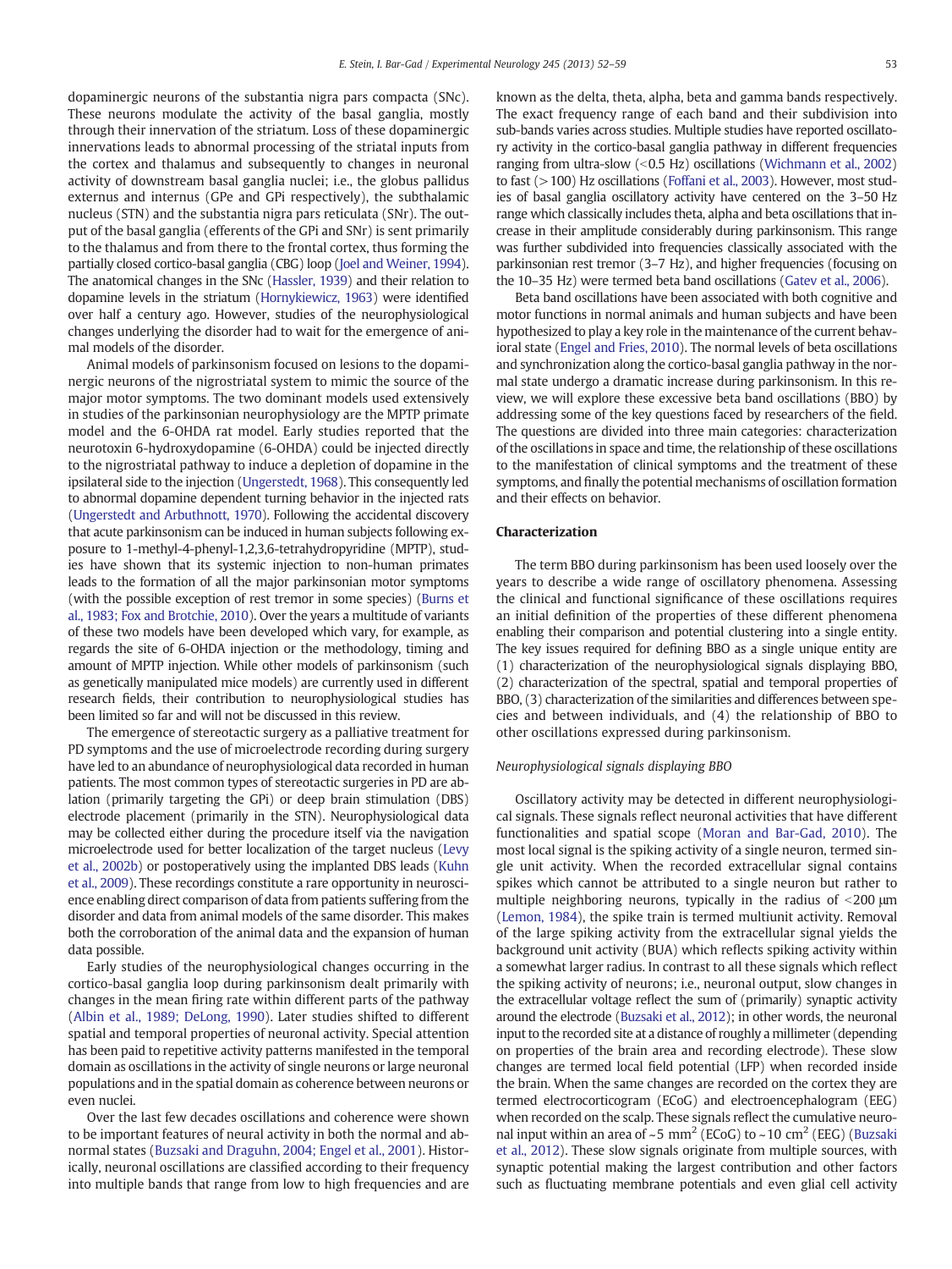dopaminergic neurons of the substantia nigra pars compacta (SNc). These neurons modulate the activity of the basal ganglia, mostly through their innervation of the striatum. Loss of these dopaminergic innervations leads to abnormal processing of the striatal inputs from the cortex and thalamus and subsequently to changes in neuronal activity of downstream basal ganglia nuclei; i.e., the globus pallidus externus and internus (GPe and GPi respectively), the subthalamic nucleus (STN) and the substantia nigra pars reticulata (SNr). The output of the basal ganglia (efferents of the GPi and SNr) is sent primarily to the thalamus and from there to the frontal cortex, thus forming the partially closed cortico-basal ganglia (CBG) loop (Joel and Weiner, 1994). The anatomical changes in the SNc (Hassler, 1939) and their relation to dopamine levels in the striatum (Hornykiewicz, 1963) were identified over half a century ago. However, studies of the neurophysiological changes underlying the disorder had to wait for the emergence of animal models of the disorder.

Animal models of parkinsonism focused on lesions to the dopaminergic neurons of the nigrostriatal system to mimic the source of the major motor symptoms. The two dominant models used extensively in studies of the parkinsonian neurophysiology are the MPTP primate model and the 6-OHDA rat model. Early studies reported that the neurotoxin 6-hydroxydopamine (6-OHDA) could be injected directly to the nigrostriatal pathway to induce a depletion of dopamine in the ipsilateral side to the injection (Ungerstedt, 1968). This consequently led to abnormal dopamine dependent turning behavior in the injected rats (Ungerstedt and Arbuthnott, 1970). Following the accidental discovery that acute parkinsonism can be induced in human subjects following exposure to 1-methyl-4-phenyl-1,2,3,6-tetrahydropyridine (MPTP), studies have shown that its systemic injection to non-human primates leads to the formation of all the major parkinsonian motor symptoms (with the possible exception of rest tremor in some species) (Burns et al., 1983; Fox and Brotchie, 2010). Over the years a multitude of variants of these two models have been developed which vary, for example, as regards the site of 6-OHDA injection or the methodology, timing and amount of MPTP injection. While other models of parkinsonism (such as genetically manipulated mice models) are currently used in different research fields, their contribution to neurophysiological studies has been limited so far and will not be discussed in this review.

The emergence of stereotactic surgery as a palliative treatment for PD symptoms and the use of microelectrode recording during surgery have led to an abundance of neurophysiological data recorded in human patients. The most common types of stereotactic surgeries in PD are ablation (primarily targeting the GPi) or deep brain stimulation (DBS) electrode placement (primarily in the STN). Neurophysiological data may be collected either during the procedure itself via the navigation microelectrode used for better localization of the target nucleus (Levy et al., 2002b) or postoperatively using the implanted DBS leads (Kuhn et al., 2009). These recordings constitute a rare opportunity in neuroscience enabling direct comparison of data from patients suffering from the disorder and data from animal models of the same disorder. This makes both the corroboration of the animal data and the expansion of human data possible.

Early studies of the neurophysiological changes occurring in the cortico-basal ganglia loop during parkinsonism dealt primarily with changes in the mean firing rate within different parts of the pathway (Albin et al., 1989; DeLong, 1990). Later studies shifted to different spatial and temporal properties of neuronal activity. Special attention has been paid to repetitive activity patterns manifested in the temporal domain as oscillations in the activity of single neurons or large neuronal populations and in the spatial domain as coherence between neurons or even nuclei.

Over the last few decades oscillations and coherence were shown to be important features of neural activity in both the normal and abnormal states (Buzsaki and Draguhn, 2004; Engel et al., 2001). Historically, neuronal oscillations are classified according to their frequency into multiple bands that range from low to high frequencies and are known as the delta, theta, alpha, beta and gamma bands respectively. The exact frequency range of each band and their subdivision into sub-bands varies across studies. Multiple studies have reported oscillatory activity in the cortico-basal ganglia pathway in different frequencies ranging from ultra-slow (<0.5 Hz) oscillations (Wichmann et al., 2002) to fast (>100) Hz oscillations (Foffani et al., 2003). However, most studies of basal ganglia oscillatory activity have centered on the 3–50 Hz range which classically includes theta, alpha and beta oscillations that increase in their amplitude considerably during parkinsonism. This range was further subdivided into frequencies classically associated with the parkinsonian rest tremor (3–7 Hz), and higher frequencies (focusing on the 10–35 Hz) were termed beta band oscillations (Gatev et al., 2006).

Beta band oscillations have been associated with both cognitive and motor functions in normal animals and human subjects and have been hypothesized to play a key role in the maintenance of the current behavioral state (Engel and Fries, 2010). The normal levels of beta oscillations and synchronization along the cortico-basal ganglia pathway in the normal state undergo a dramatic increase during parkinsonism. In this review, we will explore these excessive beta band oscillations (BBO) by addressing some of the key questions faced by researchers of the field. The questions are divided into three main categories: characterization of the oscillations in space and time, the relationship of these oscillations to the manifestation of clinical symptoms and the treatment of these symptoms, and finally the potential mechanisms of oscillation formation and their effects on behavior.

## Characterization

The term BBO during parkinsonism has been used loosely over the years to describe a wide range of oscillatory phenomena. Assessing the clinical and functional significance of these oscillations requires an initial definition of the properties of these different phenomena enabling their comparison and potential clustering into a single entity. The key issues required for defining BBO as a single unique entity are (1) characterization of the neurophysiological signals displaying BBO, (2) characterization of the spectral, spatial and temporal properties of BBO, (3) characterization of the similarities and differences between species and between individuals, and (4) the relationship of BBO to other oscillations expressed during parkinsonism.

### *Neurophysiological signals displaying BBO*

Oscillatory activity may be detected in different neurophysiological signals. These signals reflect neuronal activities that have different functionalities and spatial scope (Moran and Bar-Gad, 2010). The most local signal is the spiking activity of a single neuron, termed single unit activity. When the recorded extracellular signal contains spikes which cannot be attributed to a single neuron but rather to multiple neighboring neurons, typically in the radius of <200 μm (Lemon, 1984), the spike train is termed multiunit activity. Removal of the large spiking activity from the extracellular signal yields the background unit activity (BUA) which reflects spiking activity within a somewhat larger radius. In contrast to all these signals which reflect the spiking activity of neurons; i.e., neuronal output, slow changes in the extracellular voltage reflect the sum of (primarily) synaptic activity around the electrode (Buzsaki et al., 2012); in other words, the neuronal input to the recorded site at a distance of roughly a millimeter (depending on properties of the brain area and recording electrode). These slow changes are termed local field potential (LFP) when recorded inside the brain. When the same changes are recorded on the cortex they are termed electrocorticogram (ECoG) and electroencephalogram (EEG) when recorded on the scalp. These signals reflect the cumulative neuronal input within an area of ~5 mm$^2$ (ECoG) to ~10 cm$^2$ (EEG) (Buzsaki et al., 2012). These slow signals originate from multiple sources, with synaptic potential making the largest contribution and other factors such as fluctuating membrane potentials and even glial cell activity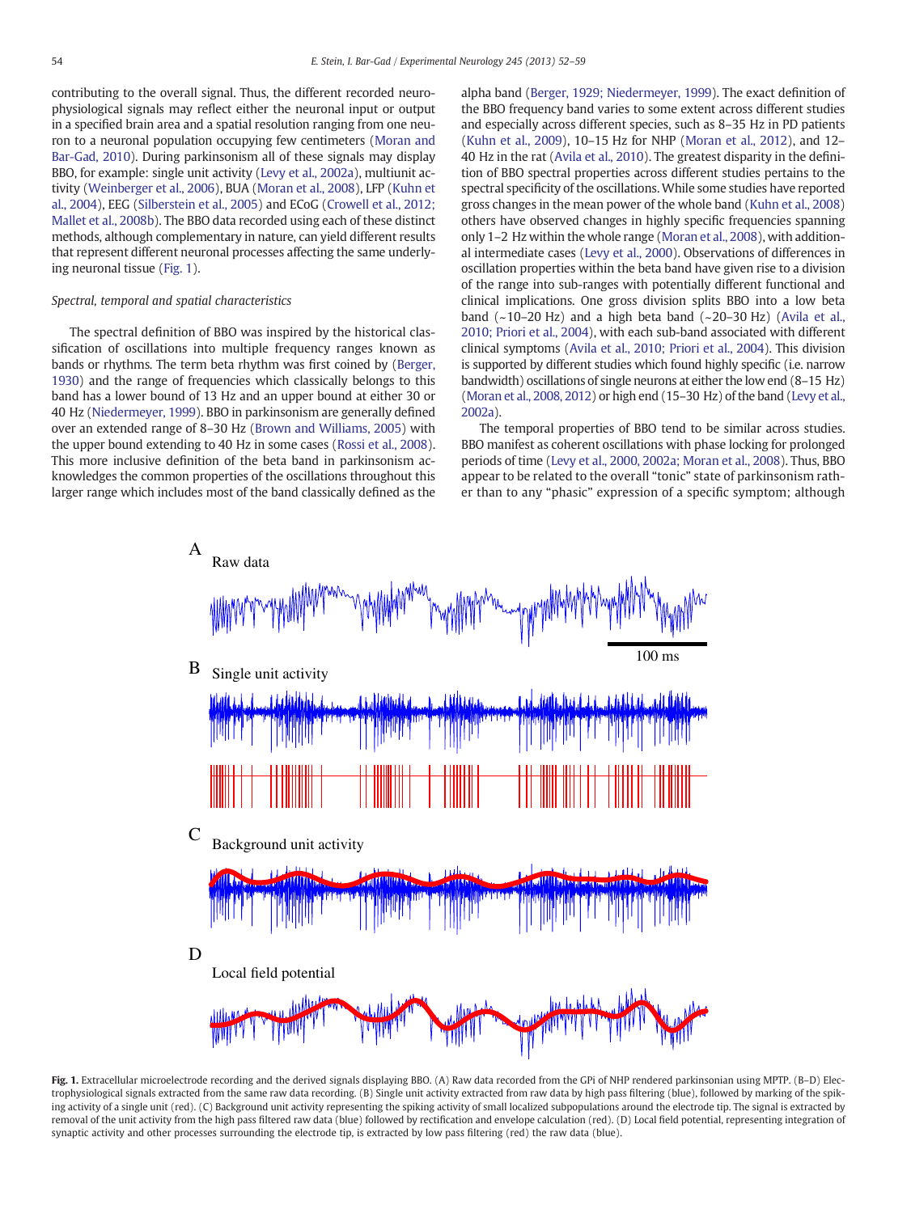contributing to the overall signal. Thus, the different recorded neurophysiological signals may reflect either the neuronal input or output in a specified brain area and a spatial resolution ranging from one neuron to a neuronal population occupying few centimeters (Moran and Bar-Gad, 2010). During parkinsonism all of these signals may display BBO, for example: single unit activity (Levy et al., 2002a), multiunit activity (Weinberger et al., 2006), BUA (Moran et al., 2008), LFP (Kuhn et al., 2004), EEG (Silberstein et al., 2005) and ECoG (Crowell et al., 2012; Mallet et al., 2008b). The BBO data recorded using each of these distinct methods, although complementary in nature, can yield different results that represent different neuronal processes affecting the same underlying neuronal tissue (Fig. 1).

### *Spectral, temporal and spatial characteristics*

The spectral definition of BBO was inspired by the historical classification of oscillations into multiple frequency ranges known as bands or rhythms. The term beta rhythm was first coined by (Berger, 1930) and the range of frequencies which classically belongs to this band has a lower bound of 13 Hz and an upper bound at either 30 or 40 Hz (Niedermeyer, 1999). BBO in parkinsonism are generally defined over an extended range of 8–30 Hz (Brown and Williams, 2005) with the upper bound extending to 40 Hz in some cases (Rossi et al., 2008). This more inclusive definition of the beta band in parkinsonism acknowledges the common properties of the oscillations throughout this larger range which includes most of the band classically defined as the alpha band (Berger, 1929; Niedermeyer, 1999). The exact definition of the BBO frequency band varies to some extent across different studies and especially across different species, such as 8–35 Hz in PD patients (Kuhn et al., 2009), 10–15 Hz for NHP (Moran et al., 2012), and 12–40 Hz in the rat (Avila et al., 2010). The greatest disparity in the definition of BBO spectral properties across different studies pertains to the spectral specificity of the oscillations. While some studies have reported gross changes in the mean power of the whole band (Kuhn et al., 2008) others have observed changes in highly specific frequencies spanning only 1–2 Hz within the whole range (Moran et al., 2008), with additional intermediate cases (Levy et al., 2000). Observations of differences in oscillation properties within the beta band have given rise to a division of the range into sub-ranges with potentially different functional and clinical implications. One gross division splits BBO into a low beta band (~10–20 Hz) and a high beta band (~20–30 Hz) (Avila et al., 2010; Priori et al., 2004), with each sub-band associated with different clinical symptoms (Avila et al., 2010; Priori et al., 2004). This division is supported by different studies which found highly specific (i.e. narrow bandwidth) oscillations of single neurons at either the low end (8–15 Hz) (Moran et al., 2008, 2012) or high end (15–30 Hz) of the band (Levy et al., 2002a).

The temporal properties of BBO tend to be similar across studies. BBO manifest as coherent oscillations with phase locking for prolonged periods of time (Levy et al., 2000, 2002a; Moran et al., 2008). Thus, BBO appear to be related to the overall "tonic" state of parkinsonism rather than to any "phasic" expression of a specific symptom; although

**Fig. 1.** Extracellular microelectrode recording and the derived signals displaying BBO. (A) Raw data recorded from the GPi of NHP rendered parkinsonian using MPTP. (B–D) Electrophysiological signals extracted from the same raw data recording. (B) Single unit activity extracted from raw data by high pass filtering (blue), followed by marking of the spiking activity of a single unit (red). (C) Background unit activity representing the spiking activity of small localized subpopulations around the electrode tip. The signal is extracted by removal of the unit activity from the high pass filtered raw data (blue) followed by rectification and envelope calculation (red). (D) Local field potential, representing integration of synaptic activity and other processes surrounding the electrode tip, is extracted by low pass filtering (red) the raw data (blue).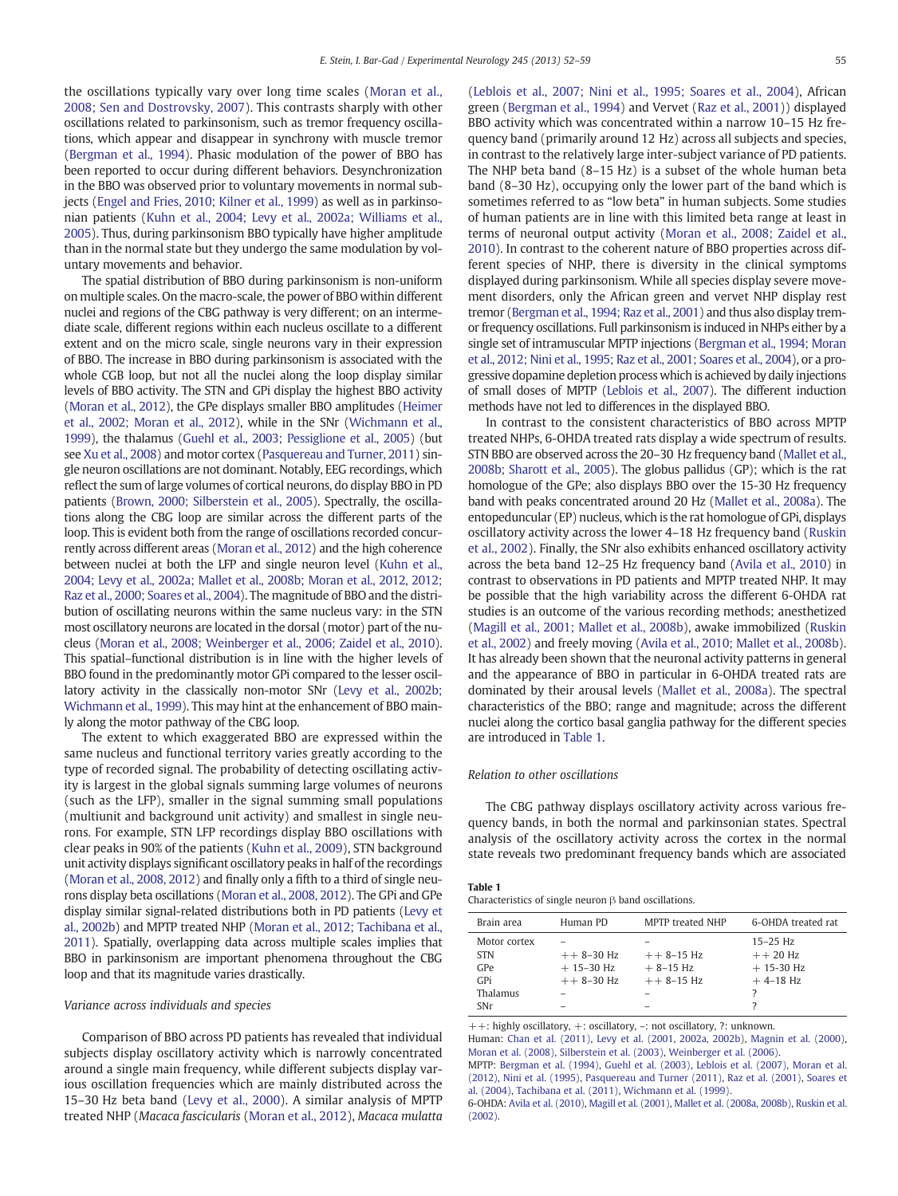the oscillations typically vary over long time scales (Moran et al., 2008; Sen and Dostrovsky, 2007). This contrasts sharply with other oscillations related to parkinsonism, such as tremor frequency oscillations, which appear and disappear in synchrony with muscle tremor (Bergman et al., 1994). Phasic modulation of the power of BBO has been reported to occur during different behaviors. Desynchronization in the BBO was observed prior to voluntary movements in normal subjects (Engel and Fries, 2010; Kilner et al., 1999) as well as in parkinsonian patients (Kuhn et al., 2004; Levy et al., 2002a; Williams et al., 2005). Thus, during parkinsonism BBO typically have higher amplitude than in the normal state but they undergo the same modulation by voluntary movements and behavior.

The spatial distribution of BBO during parkinsonism is non-uniform on multiple scales. On the macro-scale, the power of BBO within different nuclei and regions of the CBG pathway is very different; on an intermediate scale, different regions within each nucleus oscillate to a different extent and on the micro scale, single neurons vary in their expression of BBO. The increase in BBO during parkinsonism is associated with the whole CGB loop, but not all the nuclei along the loop display similar levels of BBO activity. The STN and GPi display the highest BBO activity (Moran et al., 2012), the GPe displays smaller BBO amplitudes (Heimer et al., 2002; Moran et al., 2012), while in the SNr (Wichmann et al., 1999), the thalamus (Guehl et al., 2003; Pessiglione et al., 2005) (but see Xu et al., 2008) and motor cortex (Pasquereau and Turner, 2011) single neuron oscillations are not dominant. Notably, EEG recordings, which reflect the sum of large volumes of cortical neurons, do display BBO in PD patients (Brown, 2000; Silberstein et al., 2005). Spectrally, the oscillations along the CBG loop are similar across the different parts of the loop. This is evident both from the range of oscillations recorded concurrently across different areas (Moran et al., 2012) and the high coherence between nuclei at both the LFP and single neuron level (Kuhn et al., 2004; Levy et al., 2002a; Mallet et al., 2008b; Moran et al., 2012, 2012; Raz et al., 2000; Soares et al., 2004). The magnitude of BBO and the distribution of oscillating neurons within the same nucleus vary: in the STN most oscillatory neurons are located in the dorsal (motor) part of the nucleus (Moran et al., 2008; Weinberger et al., 2006; Zaidel et al., 2010). This spatial–functional distribution is in line with the higher levels of BBO found in the predominantly motor GPi compared to the lesser oscillatory activity in the classically non-motor SNr (Levy et al., 2002b; Wichmann et al., 1999). This may hint at the enhancement of BBO mainly along the motor pathway of the CBG loop.

The extent to which exaggerated BBO are expressed within the same nucleus and functional territory varies greatly according to the type of recorded signal. The probability of detecting oscillating activity is largest in the global signals summing large volumes of neurons (such as the LFP), smaller in the signal summing small populations (multiunit and background unit activity) and smallest in single neurons. For example, STN LFP recordings display BBO oscillations with clear peaks in 90% of the patients (Kuhn et al., 2009), STN background unit activity displays significant oscillatory peaks in half of the recordings (Moran et al., 2008, 2012) and finally only a fifth to a third of single neurons display beta oscillations (Moran et al., 2008, 2012). The GPi and GPe display similar signal-related distributions both in PD patients (Levy et al., 2002b) and MPTP treated NHP (Moran et al., 2012; Tachibana et al., 2011). Spatially, overlapping data across multiple scales implies that BBO in parkinsonism are important phenomena throughout the CBG loop and that its magnitude varies drastically.

### Variance across individuals and species

Comparison of BBO across PD patients has revealed that individual subjects display oscillatory activity which is narrowly concentrated around a single main frequency, while different subjects display various oscillation frequencies which are mainly distributed across the 15–30 Hz beta band (Levy et al., 2000). A similar analysis of MPTP treated NHP (*Macaca fascicularis* (Moran et al., 2012), *Macaca mulatta* (Leblois et al., 2007; Nini et al., 1995; Soares et al., 2004), African green (Bergman et al., 1994) and Vervet (Raz et al., 2001)) displayed BBO activity which was concentrated within a narrow 10–15 Hz frequency band (primarily around 12 Hz) across all subjects and species, in contrast to the relatively large inter-subject variance of PD patients. The NHP beta band (8–15 Hz) is a subset of the whole human beta band (8–30 Hz), occupying only the lower part of the band which is sometimes referred to as "low beta" in human subjects. Some studies of human patients are in line with this limited beta range at least in terms of neuronal output activity (Moran et al., 2008; Zaidel et al., 2010). In contrast to the coherent nature of BBO properties across different species of NHP, there is diversity in the clinical symptoms displayed during parkinsonism. While all species display severe movement disorders, only the African green and vervet NHP display rest tremor (Bergman et al., 1994; Raz et al., 2001) and thus also display tremor frequency oscillations. Full parkinsonism is induced in NHPs either by a single set of intramuscular MPTP injections (Bergman et al., 1994; Moran et al., 2012; Nini et al., 1995; Raz et al., 2001; Soares et al., 2004), or a progressive dopamine depletion process which is achieved by daily injections of small doses of MPTP (Leblois et al., 2007). The different induction methods have not led to differences in the displayed BBO.

In contrast to the consistent characteristics of BBO across MPTP treated NHPs, 6-OHDA treated rats display a wide spectrum of results. STN BBO are observed across the 20–30 Hz frequency band (Mallet et al., 2008b; Sharott et al., 2005). The globus pallidus (GP); which is the rat homologue of the GPe; also displays BBO over the 15-30 Hz frequency band with peaks concentrated around 20 Hz (Mallet et al., 2008a). The entopeduncular (EP) nucleus, which is the rat homologue of GPi, displays oscillatory activity across the lower 4–18 Hz frequency band (Ruskin et al., 2002). Finally, the SNr also exhibits enhanced oscillatory activity across the beta band 12–25 Hz frequency band (Avila et al., 2010) in contrast to observations in PD patients and MPTP treated NHP. It may be possible that the high variability across the different 6-OHDA rat studies is an outcome of the various recording methods; anesthetized (Magill et al., 2001; Mallet et al., 2008b), awake immobilized (Ruskin et al., 2002) and freely moving (Avila et al., 2010; Mallet et al., 2008b). It has already been shown that the neuronal activity patterns in general and the appearance of BBO in particular in 6-OHDA treated rats are dominated by their arousal levels (Mallet et al., 2008a). The spectral characteristics of the BBO; range and magnitude; across the different nuclei along the cortico basal ganglia pathway for the different species are introduced in Table 1.

### Relation to other oscillations

The CBG pathway displays oscillatory activity across various frequency bands, in both the normal and parkinsonian states. Spectral analysis of the oscillatory activity across the cortex in the normal state reveals two predominant frequency bands which are associated

**Table 1**
Characteristics of single neuron β band oscillations.

| Brain area | Human PD | MPTP treated NHP | 6-OHDA treated rat |
|---|---|---|---|
| Motor cortex | – | – | 15–25 Hz |
| STN | ++ 8–30 Hz | ++ 8–15 Hz | ++ 20 Hz |
| GPe | + 15–30 Hz | + 8–15 Hz | + 15-30 Hz |
| GPi | ++ 8–30 Hz | ++ 8–15 Hz | + 4–18 Hz |
| Thalamus | – | – | ? |
| SNr | – | – | ? |

++: highly oscillatory, +: oscillatory, –: not oscillatory, ?: unknown.

Human: Chan et al. (2011), Levy et al. (2001, 2002a, 2002b), Magnin et al. (2000), Moran et al. (2008), Silberstein et al. (2003), Weinberger et al. (2006).

MPTP: Bergman et al. (1994), Guehl et al. (2003), Leblois et al. (2007), Moran et al. (2012), Nini et al. (1995), Pasquereau and Turner (2011), Raz et al. (2001), Soares et al. (2004), Tachibana et al. (2011), Wichmann et al. (1999).

6-OHDA: Avila et al. (2010), Magill et al. (2001), Mallet et al. (2008a, 2008b), Ruskin et al. (2002).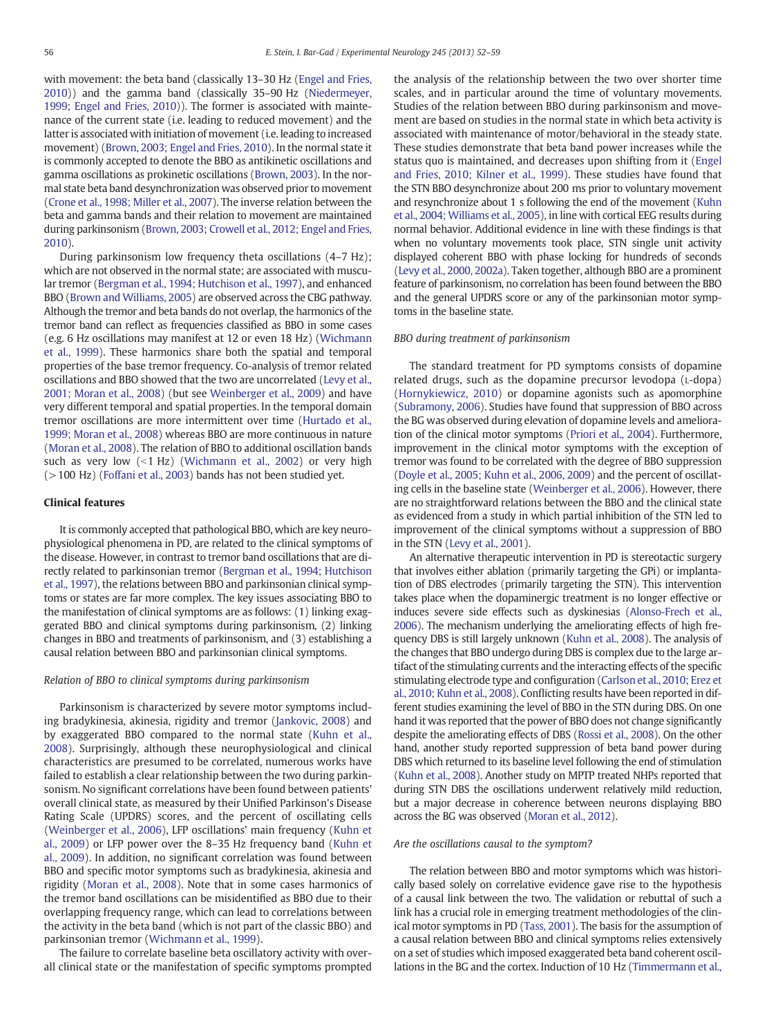with movement: the beta band (classically 13–30 Hz (Engel and Fries, 2010)) and the gamma band (classically 35–90 Hz (Niedermeyer, 1999; Engel and Fries, 2010)). The former is associated with maintenance of the current state (i.e. leading to reduced movement) and the latter is associated with initiation of movement (i.e. leading to increased movement) (Brown, 2003; Engel and Fries, 2010). In the normal state it is commonly accepted to denote the BBO as antikinetic oscillations and gamma oscillations as prokinetic oscillations (Brown, 2003). In the normal state beta band desynchronization was observed prior to movement (Crone et al., 1998; Miller et al., 2007). The inverse relation between the beta and gamma bands and their relation to movement are maintained during parkinsonism (Brown, 2003; Crowell et al., 2012; Engel and Fries, 2010).

During parkinsonism low frequency theta oscillations (4–7 Hz); which are not observed in the normal state; are associated with muscular tremor (Bergman et al., 1994; Hutchison et al., 1997), and enhanced BBO (Brown and Williams, 2005) are observed across the CBG pathway. Although the tremor and beta bands do not overlap, the harmonics of the tremor band can reflect as frequencies classified as BBO in some cases (e.g. 6 Hz oscillations may manifest at 12 or even 18 Hz) (Wichmann et al., 1999). These harmonics share both the spatial and temporal properties of the base tremor frequency. Co-analysis of tremor related oscillations and BBO showed that the two are uncorrelated (Levy et al., 2001; Moran et al., 2008) (but see Weinberger et al., 2009) and have very different temporal and spatial properties. In the temporal domain tremor oscillations are more intermittent over time (Hurtado et al., 1999; Moran et al., 2008) whereas BBO are more continuous in nature (Moran et al., 2008). The relation of BBO to additional oscillation bands such as very low (<1 Hz) (Wichmann et al., 2002) or very high (>100 Hz) (Foffani et al., 2003) bands has not been studied yet.

## Clinical features

It is commonly accepted that pathological BBO, which are key neurophysiological phenomena in PD, are related to the clinical symptoms of the disease. However, in contrast to tremor band oscillations that are directly related to parkinsonian tremor (Bergman et al., 1994; Hutchison et al., 1997), the relations between BBO and parkinsonian clinical symptoms or states are far more complex. The key issues associating BBO to the manifestation of clinical symptoms are as follows: (1) linking exaggerated BBO and clinical symptoms during parkinsonism, (2) linking changes in BBO and treatments of parkinsonism, and (3) establishing a causal relation between BBO and parkinsonian clinical symptoms.

### *Relation of BBO to clinical symptoms during parkinsonism*

Parkinsonism is characterized by severe motor symptoms including bradykinesia, akinesia, rigidity and tremor (Jankovic, 2008) and by exaggerated BBO compared to the normal state (Kuhn et al., 2008). Surprisingly, although these neurophysiological and clinical characteristics are presumed to be correlated, numerous works have failed to establish a clear relationship between the two during parkinsonism. No significant correlations have been found between patients' overall clinical state, as measured by their Unified Parkinson's Disease Rating Scale (UPDRS) scores, and the percent of oscillating cells (Weinberger et al., 2006), LFP oscillations' main frequency (Kuhn et al., 2009) or LFP power over the 8–35 Hz frequency band (Kuhn et al., 2009). In addition, no significant correlation was found between BBO and specific motor symptoms such as bradykinesia, akinesia and rigidity (Moran et al., 2008). Note that in some cases harmonics of the tremor band oscillations can be misidentified as BBO due to their overlapping frequency range, which can lead to correlations between the activity in the beta band (which is not part of the classic BBO) and parkinsonian tremor (Wichmann et al., 1999).

The failure to correlate baseline beta oscillatory activity with overall clinical state or the manifestation of specific symptoms prompted the analysis of the relationship between the two over shorter time scales, and in particular around the time of voluntary movements. Studies of the relation between BBO during parkinsonism and movement are based on studies in the normal state in which beta activity is associated with maintenance of motor/behavioral in the steady state. These studies demonstrate that beta band power increases while the status quo is maintained, and decreases upon shifting from it (Engel and Fries, 2010; Kilner et al., 1999). These studies have found that the STN BBO desynchronize about 200 ms prior to voluntary movement and resynchronize about 1 s following the end of the movement (Kuhn et al., 2004; Williams et al., 2005), in line with cortical EEG results during normal behavior. Additional evidence in line with these findings is that when no voluntary movements took place, STN single unit activity displayed coherent BBO with phase locking for hundreds of seconds (Levy et al., 2000, 2002a). Taken together, although BBO are a prominent feature of parkinsonism, no correlation has been found between the BBO and the general UPDRS score or any of the parkinsonian motor symptoms in the baseline state.

### *BBO during treatment of parkinsonism*

The standard treatment for PD symptoms consists of dopamine related drugs, such as the dopamine precursor levodopa (L-dopa) (Hornykiewicz, 2010) or dopamine agonists such as apomorphine (Subramony, 2006). Studies have found that suppression of BBO across the BG was observed during elevation of dopamine levels and amelioration of the clinical motor symptoms (Priori et al., 2004). Furthermore, improvement in the clinical motor symptoms with the exception of tremor was found to be correlated with the degree of BBO suppression (Doyle et al., 2005; Kuhn et al., 2006, 2009) and the percent of oscillating cells in the baseline state (Weinberger et al., 2006). However, there are no straightforward relations between the BBO and the clinical state as evidenced from a study in which partial inhibition of the STN led to improvement of the clinical symptoms without a suppression of BBO in the STN (Levy et al., 2001).

An alternative therapeutic intervention in PD is stereotactic surgery that involves either ablation (primarily targeting the GPi) or implantation of DBS electrodes (primarily targeting the STN). This intervention takes place when the dopaminergic treatment is no longer effective or induces severe side effects such as dyskinesias (Alonso-Frech et al., 2006). The mechanism underlying the ameliorating effects of high frequency DBS is still largely unknown (Kuhn et al., 2008). The analysis of the changes that BBO undergo during DBS is complex due to the large artifact of the stimulating currents and the interacting effects of the specific stimulating electrode type and configuration (Carlson et al., 2010; Erez et al., 2010; Kuhn et al., 2008). Conflicting results have been reported in different studies examining the level of BBO in the STN during DBS. On one hand it was reported that the power of BBO does not change significantly despite the ameliorating effects of DBS (Rossi et al., 2008). On the other hand, another study reported suppression of beta band power during DBS which returned to its baseline level following the end of stimulation (Kuhn et al., 2008). Another study on MPTP treated NHPs reported that during STN DBS the oscillations underwent relatively mild reduction, but a major decrease in coherence between neurons displaying BBO across the BG was observed (Moran et al., 2012).

### *Are the oscillations causal to the symptom?*

The relation between BBO and motor symptoms which was historically based solely on correlative evidence gave rise to the hypothesis of a causal link between the two. The validation or rebuttal of such a link has a crucial role in emerging treatment methodologies of the clinical motor symptoms in PD (Tass, 2001). The basis for the assumption of a causal relation between BBO and clinical symptoms relies extensively on a set of studies which imposed exaggerated beta band coherent oscillations in the BG and the cortex. Induction of 10 Hz (Timmermann et al.,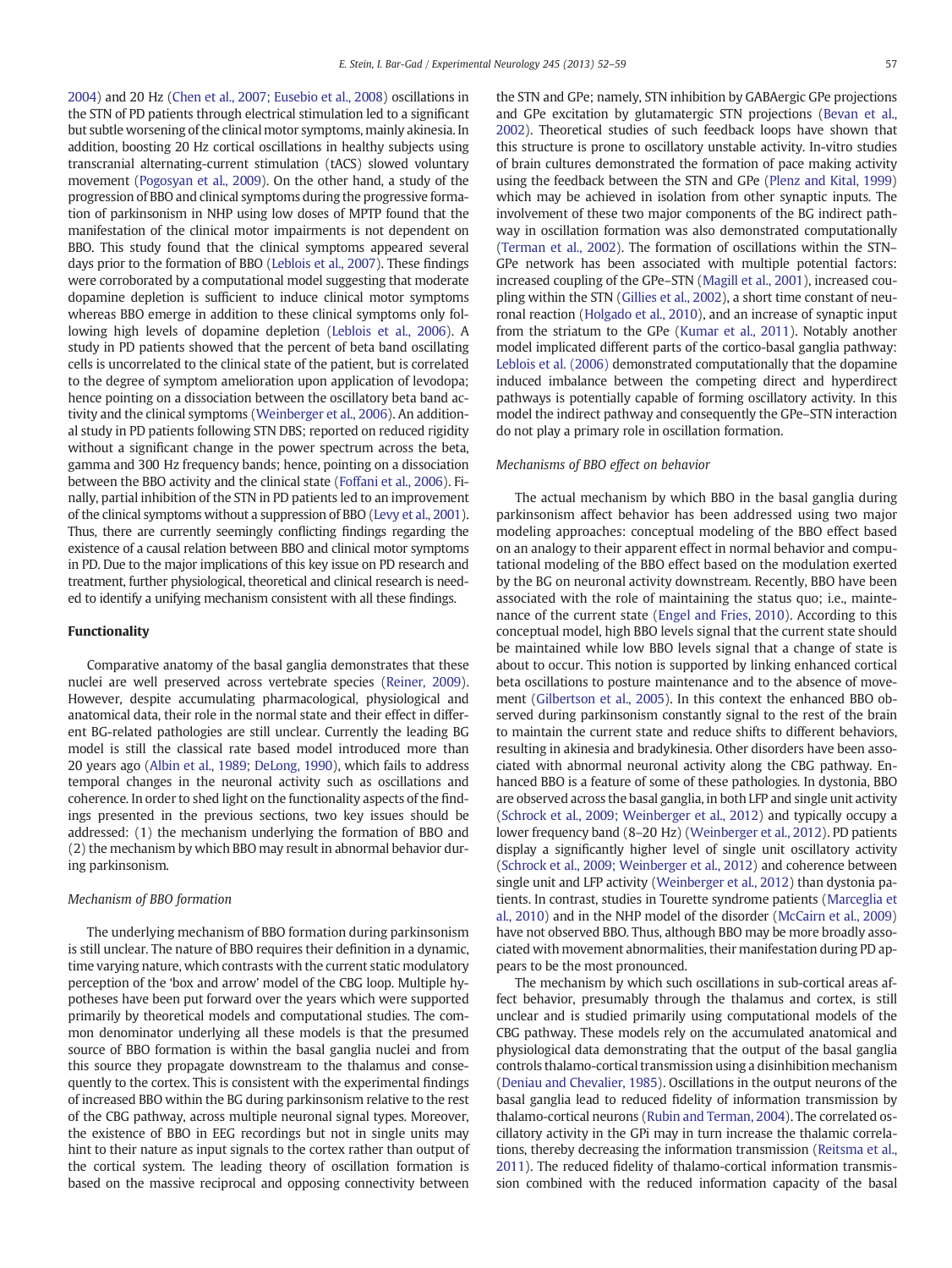2004) and 20 Hz (Chen et al., 2007; Eusebio et al., 2008) oscillations in the STN of PD patients through electrical stimulation led to a significant but subtle worsening of the clinical motor symptoms, mainly akinesia. In addition, boosting 20 Hz cortical oscillations in healthy subjects using transcranial alternating-current stimulation (tACS) slowed voluntary movement (Pogosyan et al., 2009). On the other hand, a study of the progression of BBO and clinical symptoms during the progressive formation of parkinsonism in NHP using low doses of MPTP found that the manifestation of the clinical motor impairments is not dependent on BBO. This study found that the clinical symptoms appeared several days prior to the formation of BBO (Leblois et al., 2007). These findings were corroborated by a computational model suggesting that moderate dopamine depletion is sufficient to induce clinical motor symptoms whereas BBO emerge in addition to these clinical symptoms only following high levels of dopamine depletion (Leblois et al., 2006). A study in PD patients showed that the percent of beta band oscillating cells is uncorrelated to the clinical state of the patient, but is correlated to the degree of symptom amelioration upon application of levodopa; hence pointing on a dissociation between the oscillatory beta band activity and the clinical symptoms (Weinberger et al., 2006). An additional study in PD patients following STN DBS; reported on reduced rigidity without a significant change in the power spectrum across the beta, gamma and 300 Hz frequency bands; hence, pointing on a dissociation between the BBO activity and the clinical state (Foffani et al., 2006). Finally, partial inhibition of the STN in PD patients led to an improvement of the clinical symptoms without a suppression of BBO (Levy et al., 2001). Thus, there are currently seemingly conflicting findings regarding the existence of a causal relation between BBO and clinical motor symptoms in PD. Due to the major implications of this key issue on PD research and treatment, further physiological, theoretical and clinical research is needed to identify a unifying mechanism consistent with all these findings.

## Functionality

Comparative anatomy of the basal ganglia demonstrates that these nuclei are well preserved across vertebrate species (Reiner, 2009). However, despite accumulating pharmacological, physiological and anatomical data, their role in the normal state and their effect in different BG-related pathologies are still unclear. Currently the leading BG model is still the classical rate based model introduced more than 20 years ago (Albin et al., 1989; DeLong, 1990), which fails to address temporal changes in the neuronal activity such as oscillations and coherence. In order to shed light on the functionality aspects of the findings presented in the previous sections, two key issues should be addressed: (1) the mechanism underlying the formation of BBO and (2) the mechanism by which BBO may result in abnormal behavior during parkinsonism.

### *Mechanism of BBO formation*

The underlying mechanism of BBO formation during parkinsonism is still unclear. The nature of BBO requires their definition in a dynamic, time varying nature, which contrasts with the current static modulatory perception of the 'box and arrow' model of the CBG loop. Multiple hypotheses have been put forward over the years which were supported primarily by theoretical models and computational studies. The common denominator underlying all these models is that the presumed source of BBO formation is within the basal ganglia nuclei and from this source they propagate downstream to the thalamus and consequently to the cortex. This is consistent with the experimental findings of increased BBO within the BG during parkinsonism relative to the rest of the CBG pathway, across multiple neuronal signal types. Moreover, the existence of BBO in EEG recordings but not in single units may hint to their nature as input signals to the cortex rather than output of the cortical system. The leading theory of oscillation formation is based on the massive reciprocal and opposing connectivity between the STN and GPe; namely, STN inhibition by GABAergic GPe projections and GPe excitation by glutamatergic STN projections (Bevan et al., 2002). Theoretical studies of such feedback loops have shown that this structure is prone to oscillatory unstable activity. In-vitro studies of brain cultures demonstrated the formation of pace making activity using the feedback between the STN and GPe (Plenz and Kital, 1999) which may be achieved in isolation from other synaptic inputs. The involvement of these two major components of the BG indirect pathway in oscillation formation was also demonstrated computationally (Terman et al., 2002). The formation of oscillations within the STN–GPe network has been associated with multiple potential factors: increased coupling of the GPe–STN (Magill et al., 2001), increased coupling within the STN (Gillies et al., 2002), a short time constant of neuronal reaction (Holgado et al., 2010), and an increase of synaptic input from the striatum to the GPe (Kumar et al., 2011). Notably another model implicated different parts of the cortico-basal ganglia pathway: Leblois et al. (2006) demonstrated computationally that the dopamine induced imbalance between the competing direct and hyperdirect pathways is potentially capable of forming oscillatory activity. In this model the indirect pathway and consequently the GPe–STN interaction do not play a primary role in oscillation formation.

### *Mechanisms of BBO effect on behavior*

The actual mechanism by which BBO in the basal ganglia during parkinsonism affect behavior has been addressed using two major modeling approaches: conceptual modeling of the BBO effect based on an analogy to their apparent effect in normal behavior and computational modeling of the BBO effect based on the modulation exerted by the BG on neuronal activity downstream. Recently, BBO have been associated with the role of maintaining the status quo; i.e., maintenance of the current state (Engel and Fries, 2010). According to this conceptual model, high BBO levels signal that the current state should be maintained while low BBO levels signal that a change of state is about to occur. This notion is supported by linking enhanced cortical beta oscillations to posture maintenance and to the absence of movement (Gilbertson et al., 2005). In this context the enhanced BBO observed during parkinsonism constantly signal to the rest of the brain to maintain the current state and reduce shifts to different behaviors, resulting in akinesia and bradykinesia. Other disorders have been associated with abnormal neuronal activity along the CBG pathway. Enhanced BBO is a feature of some of these pathologies. In dystonia, BBO are observed across the basal ganglia, in both LFP and single unit activity (Schrock et al., 2009; Weinberger et al., 2012) and typically occupy a lower frequency band (8–20 Hz) (Weinberger et al., 2012). PD patients display a significantly higher level of single unit oscillatory activity (Schrock et al., 2009; Weinberger et al., 2012) and coherence between single unit and LFP activity (Weinberger et al., 2012) than dystonia patients. In contrast, studies in Tourette syndrome patients (Marceglia et al., 2010) and in the NHP model of the disorder (McCairn et al., 2009) have not observed BBO. Thus, although BBO may be more broadly associated with movement abnormalities, their manifestation during PD appears to be the most pronounced.

The mechanism by which such oscillations in sub-cortical areas affect behavior, presumably through the thalamus and cortex, is still unclear and is studied primarily using computational models of the CBG pathway. These models rely on the accumulated anatomical and physiological data demonstrating that the output of the basal ganglia controls thalamo-cortical transmission using a disinhibition mechanism (Deniau and Chevalier, 1985). Oscillations in the output neurons of the basal ganglia lead to reduced fidelity of information transmission by thalamo-cortical neurons (Rubin and Terman, 2004). The correlated oscillatory activity in the GPi may in turn increase the thalamic correlations, thereby decreasing the information transmission (Reitsma et al., 2011). The reduced fidelity of thalamo-cortical information transmission combined with the reduced information capacity of the basal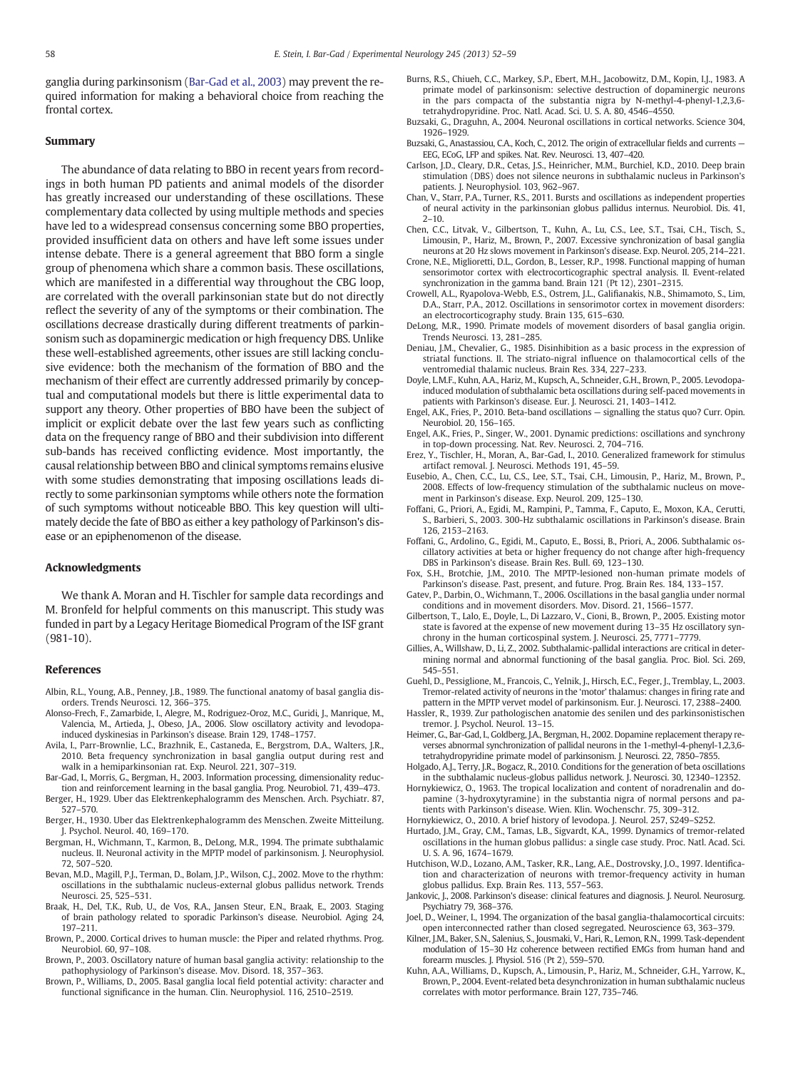ganglia during parkinsonism (Bar-Gad et al., 2003) may prevent the required information for making a behavioral choice from reaching the frontal cortex.

## Summary

The abundance of data relating to BBO in recent years from recordings in both human PD patients and animal models of the disorder has greatly increased our understanding of these oscillations. These complementary data collected by using multiple methods and species have led to a widespread consensus concerning some BBO properties, provided insufficient data on others and have left some issues under intense debate. There is a general agreement that BBO form a single group of phenomena which share a common basis. These oscillations, which are manifested in a differential way throughout the CBG loop, are correlated with the overall parkinsonian state but do not directly reflect the severity of any of the symptoms or their combination. The oscillations decrease drastically during different treatments of parkinsonism such as dopaminergic medication or high frequency DBS. Unlike these well-established agreements, other issues are still lacking conclusive evidence: both the mechanism of the formation of BBO and the mechanism of their effect are currently addressed primarily by conceptual and computational models but there is little experimental data to support any theory. Other properties of BBO have been the subject of implicit or explicit debate over the last few years such as conflicting data on the frequency range of BBO and their subdivision into different sub-bands has received conflicting evidence. Most importantly, the causal relationship between BBO and clinical symptoms remains elusive with some studies demonstrating that imposing oscillations leads directly to some parkinsonian symptoms while others note the formation of such symptoms without noticeable BBO. This key question will ultimately decide the fate of BBO as either a key pathology of Parkinson's disease or an epiphenomenon of the disease.

## Acknowledgments

We thank A. Moran and H. Tischler for sample data recordings and M. Bronfeld for helpful comments on this manuscript. This study was funded in part by a Legacy Heritage Biomedical Program of the ISF grant (981-10).

## References

Albin, R.L., Young, A.B., Penney, J.B., 1989. The functional anatomy of basal ganglia disorders. Trends Neurosci. 12, 366–375.

Alonso-Frech, F., Zamarbide, I., Alegre, M., Rodriguez-Oroz, M.C., Guridi, J., Manrique, M., Valencia, M., Artieda, J., Obeso, J.A., 2006. Slow oscillatory activity and levodopa-induced dyskinesias in Parkinson's disease. Brain 129, 1748–1757.

Avila, I., Parr-Brownlie, L.C., Brazhnik, E., Castaneda, E., Bergstrom, D.A., Walters, J.R., 2010. Beta frequency synchronization in basal ganglia output during rest and walk in a hemiparkinsonian rat. Exp. Neurol. 221, 307–319.

Bar-Gad, I., Morris, G., Bergman, H., 2003. Information processing, dimensionality reduction and reinforcement learning in the basal ganglia. Prog. Neurobiol. 71, 439–473.

Berger, H., 1929. Uber das Elektrenkephalogramm des Menschen. Arch. Psychiatr. 87, 527–570.

Berger, H., 1930. Uber das Elektrenkephalogramm des Menschen. Zweite Mitteilung. J. Psychol. Neurol. 40, 169–170.

Bergman, H., Wichmann, T., Karmon, B., DeLong, M.R., 1994. The primate subthalamic nucleus. II. Neuronal activity in the MPTP model of parkinsonism. J. Neurophysiol. 72, 507–520.

Bevan, M.D., Magill, P.J., Terman, D., Bolam, J.P., Wilson, C.J., 2002. Move to the rhythm: oscillations in the subthalamic nucleus-external globus pallidus network. Trends Neurosci. 25, 525–531.

Braak, H., Del, T.K., Rub, U., de Vos, R.A., Jansen Steur, E.N., Braak, E., 2003. Staging of brain pathology related to sporadic Parkinson's disease. Neurobiol. Aging 24, 197–211.

Brown, P., 2000. Cortical drives to human muscle: the Piper and related rhythms. Prog. Neurobiol. 60, 97–108.

Brown, P., 2003. Oscillatory nature of human basal ganglia activity: relationship to the pathophysiology of Parkinson's disease. Mov. Disord. 18, 357–363.

Brown, P., Williams, D., 2005. Basal ganglia local field potential activity: character and functional significance in the human. Clin. Neurophysiol. 116, 2510–2519.

Burns, R.S., Chiueh, C.C., Markey, S.P., Ebert, M.H., Jacobowitz, D.M., Kopin, I.J., 1983. A primate model of parkinsonism: selective destruction of dopaminergic neurons in the pars compacta of the substantia nigra by N-methyl-4-phenyl-1,2,3,6-tetrahydropyridine. Proc. Natl. Acad. Sci. U. S. A. 80, 4546–4550.

Buzsaki, G., Draguhn, A., 2004. Neuronal oscillations in cortical networks. Science 304, 1926–1929.

Buzsaki, G., Anastassiou, C.A., Koch, C., 2012. The origin of extracellular fields and currents — EEG, ECoG, LFP and spikes. Nat. Rev. Neurosci. 13, 407–420.

Carlson, J.D., Cleary, D.R., Cetas, J.S., Heinricher, M.M., Burchiel, K.D., 2010. Deep brain stimulation (DBS) does not silence neurons in subthalamic nucleus in Parkinson's patients. J. Neurophysiol. 103, 962–967.

Chan, V., Starr, P.A., Turner, R.S., 2011. Bursts and oscillations as independent properties of neural activity in the parkinsonian globus pallidus internus. Neurobiol. Dis. 41, 2–10.

Chen, C.C., Litvak, V., Gilbertson, T., Kuhn, A., Lu, C.S., Lee, S.T., Tsai, C.H., Tisch, S., Limousin, P., Hariz, M., Brown, P., 2007. Excessive synchronization of basal ganglia neurons at 20 Hz slows movement in Parkinson's disease. Exp. Neurol. 205, 214–221.

Crone, N.E., Miglioretti, D.L., Gordon, B., Lesser, R.P., 1998. Functional mapping of human sensorimotor cortex with electrocorticographic spectral analysis. II. Event-related synchronization in the gamma band. Brain 121 (Pt 12), 2301–2315.

Crowell, A.L., Ryapolova-Webb, E.S., Ostrem, J.L., Galifianakis, N.B., Shimamoto, S., Lim, D.A., Starr, P.A., 2012. Oscillations in sensorimotor cortex in movement disorders: an electrocorticography study. Brain 135, 615–630.

DeLong, M.R., 1990. Primate models of movement disorders of basal ganglia origin. Trends Neurosci. 13, 281–285.

Deniau, J.M., Chevalier, G., 1985. Disinhibition as a basic process in the expression of striatal functions. II. The striato-nigral influence on thalamocortical cells of the ventromedial thalamic nucleus. Brain Res. 334, 227–233.

Doyle, L.M.F., Kuhn, A.A., Hariz, M., Kupsch, A., Schneider, G.H., Brown, P., 2005. Levodopa-induced modulation of subthalamic beta oscillations during self-paced movements in patients with Parkinson's disease. Eur. J. Neurosci. 21, 1403–1412.

Engel, A.K., Fries, P., 2010. Beta-band oscillations — signalling the status quo? Curr. Opin. Neurobiol. 20, 156–165.

Engel, A.K., Fries, P., Singer, W., 2001. Dynamic predictions: oscillations and synchrony in top-down processing. Nat. Rev. Neurosci. 2, 704–716.

Erez, Y., Tischler, H., Moran, A., Bar-Gad, I., 2010. Generalized framework for stimulus artifact removal. J. Neurosci. Methods 191, 45–59.

Eusebio, A., Chen, C.C., Lu, C.S., Lee, S.T., Tsai, C.H., Limousin, P., Hariz, M., Brown, P., 2008. Effects of low-frequency stimulation of the subthalamic nucleus on movement in Parkinson's disease. Exp. Neurol. 209, 125–130.

Foffani, G., Priori, A., Egidi, M., Rampini, P., Tamma, F., Caputo, E., Moxon, K.A., Cerutti, S., Barbieri, S., 2003. 300-Hz subthalamic oscillations in Parkinson's disease. Brain 126, 2153–2163.

Foffani, G., Ardolino, G., Egidi, M., Caputo, E., Bossi, B., Priori, A., 2006. Subthalamic oscillatory activities at beta or higher frequency do not change after high-frequency DBS in Parkinson's disease. Brain Res. Bull. 69, 123–130.

Fox, S.H., Brotchie, J.M., 2010. The MPTP-lesioned non-human primate models of Parkinson's disease. Past, present, and future. Prog. Brain Res. 184, 133–157.

Gatev, P., Darbin, O., Wichmann, T., 2006. Oscillations in the basal ganglia under normal conditions and in movement disorders. Mov. Disord. 21, 1566–1577.

Gilbertson, T., Lalo, E., Doyle, L., Di Lazzaro, V., Cioni, B., Brown, P., 2005. Existing motor state is favored at the expense of new movement during 13–35 Hz oscillatory synchrony in the human corticospinal system. J. Neurosci. 25, 7771–7779.

Gillies, A., Willshaw, D., Li, Z., 2002. Subthalamic-pallidal interactions are critical in determining normal and abnormal functioning of the basal ganglia. Proc. Biol. Sci. 269, 545–551.

Guehl, D., Pessiglione, M., Francois, C., Yelnik, J., Hirsch, E.C., Feger, J., Tremblay, L., 2003. Tremor-related activity of neurons in the 'motor' thalamus: changes in firing rate and pattern in the MPTP vervet model of parkinsonism. Eur. J. Neurosci. 17, 2388–2400.

Hassler, R., 1939. Zur pathologischen anatomie des senilen und des parkinsonistischen tremor. J. Psychol. Neurol. 13–15.

Heimer, G., Bar-Gad, I., Goldberg, J.A., Bergman, H., 2002. Dopamine replacement therapy reverses abnormal synchronization of pallidal neurons in the 1-methyl-4-phenyl-1,2,3,6-tetrahydropyridine primate model of parkinsonism. J. Neurosci. 22, 7850–7855.

Holgado, A.J., Terry, J.R., Bogacz, R., 2010. Conditions for the generation of beta oscillations in the subthalamic nucleus-globus pallidus network. J. Neurosci. 30, 12340–12352.

Hornykiewicz, O., 1963. The tropical localization and content of noradrenalin and dopamine (3-hydroxytyramine) in the substantia nigra of normal persons and patients with Parkinson's disease. Wien. Klin. Wochenschr. 75, 309–312.

Hornykiewicz, O., 2010. A brief history of levodopa. J. Neurol. 257, S249–S252.

Hurtado, J.M., Gray, C.M., Tamas, L.B., Sigvardt, K.A., 1999. Dynamics of tremor-related oscillations in the human globus pallidus: a single case study. Proc. Natl. Acad. Sci. U. S. A. 96, 1674–1679.

Hutchison, W.D., Lozano, A.M., Tasker, R.R., Lang, A.E., Dostrovsky, J.O., 1997. Identification and characterization of neurons with tremor-frequency activity in human globus pallidus. Exp. Brain Res. 113, 557–563.

Jankovic, J., 2008. Parkinson's disease: clinical features and diagnosis. J. Neurol. Neurosurg. Psychiatry 79, 368–376.

Joel, D., Weiner, I., 1994. The organization of the basal ganglia-thalamocortical circuits: open interconnected rather than closed segregated. Neuroscience 63, 363–379.

Kilner, J.M., Baker, S.N., Salenius, S., Jousmaki, V., Hari, R., Lemon, R.N., 1999. Task-dependent modulation of 15–30 Hz coherence between rectified EMGs from human hand and forearm muscles. J. Physiol. 516 (Pt 2), 559–570.

Kuhn, A.A., Williams, D., Kupsch, A., Limousin, P., Hariz, M., Schneider, G.H., Yarrow, K., Brown, P., 2004. Event-related beta desynchronization in human subthalamic nucleus correlates with motor performance. Brain 127, 735–746.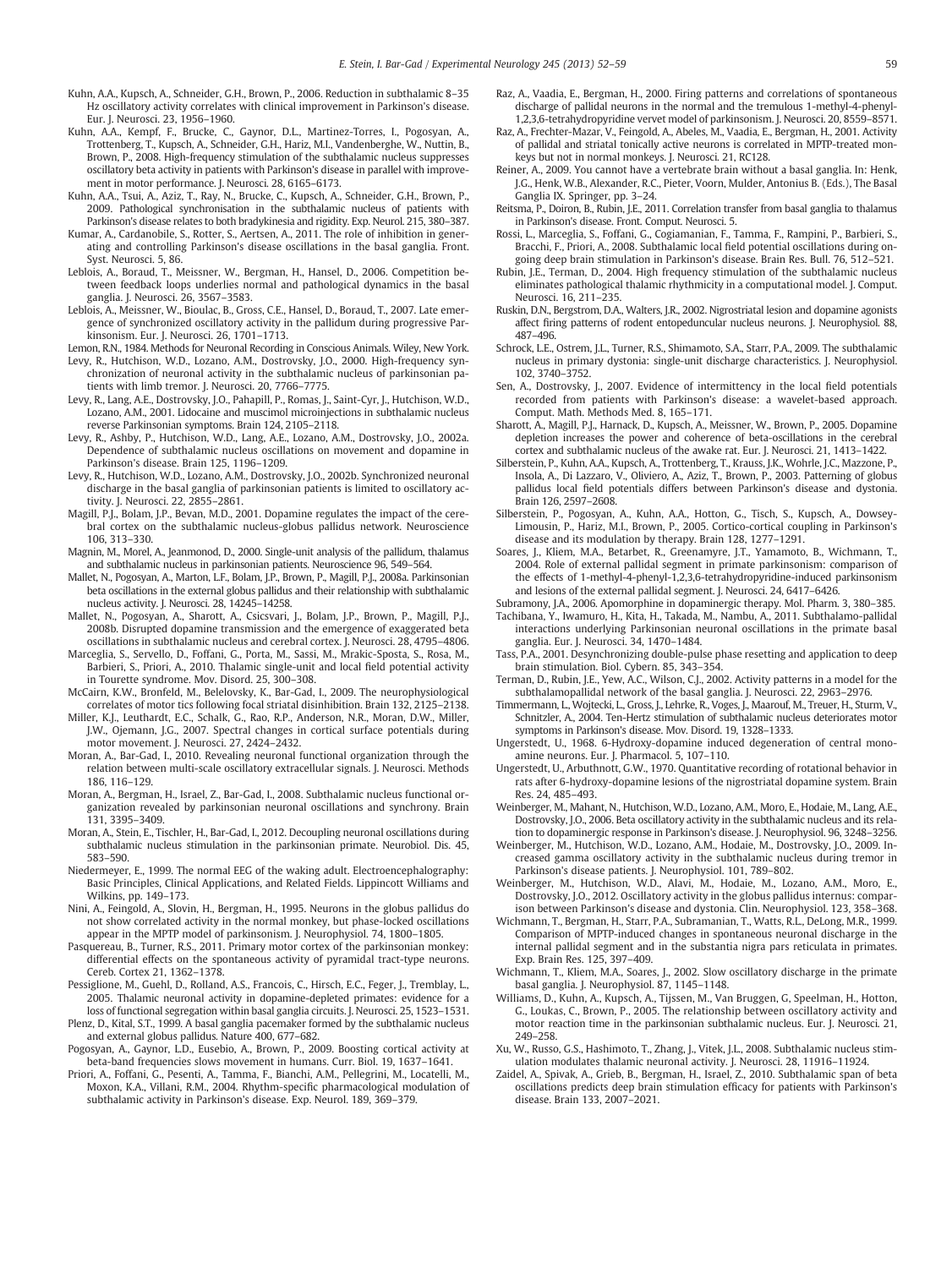Kuhn, A.A., Kupsch, A., Schneider, G.H., Brown, P., 2006. Reduction in subthalamic 8–35 Hz oscillatory activity correlates with clinical improvement in Parkinson's disease. Eur. J. Neurosci. 23, 1956–1960.

Kuhn, A.A., Kempf, F., Brucke, C., Gaynor, D.L., Martinez-Torres, I., Pogosyan, A., Trottenberg, T., Kupsch, A., Schneider, G.H., Hariz, M.I., Vandenberghe, W., Nuttin, B., Brown, P., 2008. High-frequency stimulation of the subthalamic nucleus suppresses oscillatory beta activity in patients with Parkinson's disease in parallel with improvement in motor performance. J. Neurosci. 28, 6165–6173.

Kuhn, A.A., Tsui, A., Aziz, T., Ray, N., Brucke, C., Kupsch, A., Schneider, G.H., Brown, P., 2009. Pathological synchronisation in the subthalamic nucleus of patients with Parkinson's disease relates to both bradykinesia and rigidity. Exp. Neurol. 215, 380–387.

Kumar, A., Cardanobile, S., Rotter, S., Aertsen, A., 2011. The role of inhibition in generating and controlling Parkinson's disease oscillations in the basal ganglia. Front. Syst. Neurosci. 5, 86.

Leblois, A., Boraud, T., Meissner, W., Bergman, H., Hansel, D., 2006. Competition between feedback loops underlies normal and pathological dynamics in the basal ganglia. J. Neurosci. 26, 3567–3583.

Leblois, A., Meissner, W., Bioulac, B., Gross, C.E., Hansel, D., Boraud, T., 2007. Late emergence of synchronized oscillatory activity in the pallidum during progressive Parkinsonism. Eur. J. Neurosci. 26, 1701–1713.

Lemon, R.N., 1984. Methods for Neuronal Recording in Conscious Animals. Wiley, New York.

Levy, R., Hutchison, W.D., Lozano, A.M., Dostrovsky, J.O., 2000. High-frequency synchronization of neuronal activity in the subthalamic nucleus of parkinsonian patients with limb tremor. J. Neurosci. 20, 7766–7775.

Levy, R., Lang, A.E., Dostrovsky, J.O., Pahapill, P., Romas, J., Saint-Cyr, J., Hutchison, W.D., Lozano, A.M., 2001. Lidocaine and muscimol microinjections in subthalamic nucleus reverse Parkinsonian symptoms. Brain 124, 2105–2118.

Levy, R., Ashby, P., Hutchison, W.D., Lang, A.E., Lozano, A.M., Dostrovsky, J.O., 2002a. Dependence of subthalamic nucleus oscillations on movement and dopamine in Parkinson's disease. Brain 125, 1196–1209.

Levy, R., Hutchison, W.D., Lozano, A.M., Dostrovsky, J.O., 2002b. Synchronized neuronal discharge in the basal ganglia of parkinsonian patients is limited to oscillatory activity. J. Neurosci. 22, 2855–2861.

Magill, P.J., Bolam, J.P., Bevan, M.D., 2001. Dopamine regulates the impact of the cerebral cortex on the subthalamic nucleus-globus pallidus network. Neuroscience 106, 313–330.

Magnin, M., Morel, A., Jeanmonod, D., 2000. Single-unit analysis of the pallidum, thalamus and subthalamic nucleus in parkinsonian patients. Neuroscience 96, 549–564.

Mallet, N., Pogosyan, A., Marton, L.F., Bolam, J.P., Brown, P., Magill, P.J., 2008a. Parkinsonian beta oscillations in the external globus pallidus and their relationship with subthalamic nucleus activity. J. Neurosci. 28, 14245–14258.

Mallet, N., Pogosyan, A., Sharott, A., Csicsvari, J., Bolam, J.P., Brown, P., Magill, P.J., 2008b. Disrupted dopamine transmission and the emergence of exaggerated beta oscillations in subthalamic nucleus and cerebral cortex. J. Neurosci. 28, 4795–4806.

Marceglia, S., Servello, D., Foffani, G., Porta, M., Sassi, M., Mrakic-Sposta, S., Rosa, M., Barbieri, S., Priori, A., 2010. Thalamic single-unit and local field potential activity in Tourette syndrome. Mov. Disord. 25, 300–308.

McCairn, K.W., Bronfeld, M., Belelovsky, K., Bar-Gad, I., 2009. The neurophysiological correlates of motor tics following focal striatal disinhibition. Brain 132, 2125–2138.

Miller, K.J., Leuthardt, E.C., Schalk, G., Rao, R.P., Anderson, N.R., Moran, D.W., Miller, J.W., Ojemann, J.G., 2007. Spectral changes in cortical surface potentials during motor movement. J. Neurosci. 27, 2424–2432.

Moran, A., Bar-Gad, I., 2010. Revealing neuronal functional organization through the relation between multi-scale oscillatory extracellular signals. J. Neurosci. Methods 186, 116–129.

Moran, A., Bergman, H., Israel, Z., Bar-Gad, I., 2008. Subthalamic nucleus functional organization revealed by parkinsonian neuronal oscillations and synchrony. Brain 131, 3395–3409.

Moran, A., Stein, E., Tischler, H., Bar-Gad, I., 2012. Decoupling neuronal oscillations during subthalamic nucleus stimulation in the parkinsonian primate. Neurobiol. Dis. 45, 583–590.

Niedermeyer, E., 1999. The normal EEG of the waking adult. Electroencephalography: Basic Principles, Clinical Applications, and Related Fields. Lippincott Williams and Wilkins, pp. 149–173.

Nini, A., Feingold, A., Slovin, H., Bergman, H., 1995. Neurons in the globus pallidus do not show correlated activity in the normal monkey, but phase-locked oscillations appear in the MPTP model of parkinsonism. J. Neurophysiol. 74, 1800–1805.

Pasquereau, B., Turner, R.S., 2011. Primary motor cortex of the parkinsonian monkey: differential effects on the spontaneous activity of pyramidal tract-type neurons. Cereb. Cortex 21, 1362–1378.

Pessiglione, M., Guehl, D., Rolland, A.S., Francois, C., Hirsch, E.C., Feger, J., Tremblay, L., 2005. Thalamic neuronal activity in dopamine-depleted primates: evidence for a loss of functional segregation within basal ganglia circuits. J. Neurosci. 25, 1523–1531.

Plenz, D., Kital, S.T., 1999. A basal ganglia pacemaker formed by the subthalamic nucleus and external globus pallidus. Nature 400, 677–682.

Pogosyan, A., Gaynor, L.D., Eusebio, A., Brown, P., 2009. Boosting cortical activity at beta-band frequencies slows movement in humans. Curr. Biol. 19, 1637–1641.

Priori, A., Foffani, G., Pesenti, A., Tamma, F., Bianchi, A.M., Pellegrini, M., Locatelli, M., Moxon, K.A., Villani, R.M., 2004. Rhythm-specific pharmacological modulation of subthalamic activity in Parkinson's disease. Exp. Neurol. 189, 369–379.

Raz, A., Vaadia, E., Bergman, H., 2000. Firing patterns and correlations of spontaneous discharge of pallidal neurons in the normal and the tremulous 1-methyl-4-phenyl-1,2,3,6-tetrahydropyridine vervet model of parkinsonism. J. Neurosci. 20, 8559–8571.

Raz, A., Frechter-Mazar, V., Feingold, A., Abeles, M., Vaadia, E., Bergman, H., 2001. Activity of pallidal and striatal tonically active neurons is correlated in MPTP-treated monkeys but not in normal monkeys. J. Neurosci. 21, RC128.

Reiner, A., 2009. You cannot have a vertebrate brain without a basal ganglia. In: Henk, J.G., Henk, W.B., Alexander, R.C., Pieter, Voorn, Mulder, Antonius B. (Eds.), The Basal Ganglia IX. Springer, pp. 3–24.

Reitsma, P., Doiron, B., Rubin, J.E., 2011. Correlation transfer from basal ganglia to thalamus in Parkinson's disease. Front. Comput. Neurosci. 5.

Rossi, L., Marceglia, S., Foffani, G., Cogiamanian, F., Tamma, F., Rampini, P., Barbieri, S., Bracchi, F., Priori, A., 2008. Subthalamic local field potential oscillations during ongoing deep brain stimulation in Parkinson's disease. Brain Res. Bull. 76, 512–521.

Rubin, J.E., Terman, D., 2004. High frequency stimulation of the subthalamic nucleus eliminates pathological thalamic rhythmicity in a computational model. J. Comput. Neurosci. 16, 211–235.

Ruskin, D.N., Bergstrom, D.A., Walters, J.R., 2002. Nigrostriatal lesion and dopamine agonists affect firing patterns of rodent entopeduncular nucleus neurons. J. Neurophysiol. 88, 487–496.

Schrock, L.E., Ostrem, J.L., Turner, R.S., Shimamoto, S.A., Starr, P.A., 2009. The subthalamic nucleus in primary dystonia: single-unit discharge characteristics. J. Neurophysiol. 102, 3740–3752.

Sen, A., Dostrovsky, J., 2007. Evidence of intermittency in the local field potentials recorded from patients with Parkinson's disease: a wavelet-based approach. Comput. Math. Methods Med. 8, 165–171.

Sharott, A., Magill, P.J., Harnack, D., Kupsch, A., Meissner, W., Brown, P., 2005. Dopamine depletion increases the power and coherence of beta-oscillations in the cerebral cortex and subthalamic nucleus of the awake rat. Eur. J. Neurosci. 21, 1413–1422.

Silberstein, P., Kuhn, A.A., Kupsch, A., Trottenberg, T., Krauss, J.K., Wohrle, J.C., Mazzone, P., Insola, A., Di Lazzaro, V., Oliviero, A., Aziz, T., Brown, P., 2003. Patterning of globus pallidus local field potentials differs between Parkinson's disease and dystonia. Brain 126, 2597–2608.

Silberstein, P., Pogosyan, A., Kuhn, A.A., Hotton, G., Tisch, S., Kupsch, A., Dowsey-Limousin, P., Hariz, M.I., Brown, P., 2005. Cortico-cortical coupling in Parkinson's disease and its modulation by therapy. Brain 128, 1277–1291.

Soares, J., Kliem, M.A., Betarbet, R., Greenamyre, J.T., Yamamoto, B., Wichmann, T., 2004. Role of external pallidal segment in primate parkinsonism: comparison of the effects of 1-methyl-4-phenyl-1,2,3,6-tetrahydropyridine-induced parkinsonism and lesions of the external pallidal segment. J. Neurosci. 24, 6417–6426.

Subramony, J.A., 2006. Apomorphine in dopaminergic therapy. Mol. Pharm. 3, 380–385.

Tachibana, Y., Iwamuro, H., Kita, H., Takada, M., Nambu, A., 2011. Subthalamo-pallidal interactions underlying Parkinsonian neuronal oscillations in the primate basal ganglia. Eur. J. Neurosci. 34, 1470–1484.

Tass, P.A., 2001. Desynchronizing double-pulse phase resetting and application to deep brain stimulation. Biol. Cybern. 85, 343–354.

Terman, D., Rubin, J.E., Yew, A.C., Wilson, C.J., 2002. Activity patterns in a model for the subthalamopallidal network of the basal ganglia. J. Neurosci. 22, 2963–2976.

Timmermann, L., Wojtecki, L., Gross, J., Lehrke, R., Voges, J., Maarouf, M., Treuer, H., Sturm, V., Schnitzler, A., 2004. Ten-Hertz stimulation of subthalamic nucleus deteriorates motor symptoms in Parkinson's disease. Mov. Disord. 19, 1328–1333.

Ungerstedt, U., 1968. 6-Hydroxy-dopamine induced degeneration of central monoamine neurons. Eur. J. Pharmacol. 5, 107–110.

Ungerstedt, U., Arbuthnott, G.W., 1970. Quantitative recording of rotational behavior in rats after 6-hydroxy-dopamine lesions of the nigrostriatal dopamine system. Brain Res. 24, 485–493.

Weinberger, M., Mahant, N., Hutchison, W.D., Lozano, A.M., Moro, E., Hodaie, M., Lang, A.E., Dostrovsky, J.O., 2006. Beta oscillatory activity in the subthalamic nucleus and its relation to dopaminergic response in Parkinson's disease. J. Neurophysiol. 96, 3248–3256.

Weinberger, M., Hutchison, W.D., Lozano, A.M., Hodaie, M., Dostrovsky, J.O., 2009. Increased gamma oscillatory activity in the subthalamic nucleus during tremor in Parkinson's disease patients. J. Neurophysiol. 101, 789–802.

Weinberger, M., Hutchison, W.D., Alavi, M., Hodaie, M., Lozano, A.M., Moro, E., Dostrovsky, J.O., 2012. Oscillatory activity in the globus pallidus internus: comparison between Parkinson's disease and dystonia. Clin. Neurophysiol. 123, 358–368.

Wichmann, T., Bergman, H., Starr, P.A., Subramanian, T., Watts, R.L., DeLong, M.R., 1999. Comparison of MPTP-induced changes in spontaneous neuronal discharge in the internal pallidal segment and in the substantia nigra pars reticulata in primates. Exp. Brain Res. 125, 397–409.

Wichmann, T., Kliem, M.A., Soares, J., 2002. Slow oscillatory discharge in the primate basal ganglia. J. Neurophysiol. 87, 1145–1148.

Williams, D., Kuhn, A., Kupsch, A., Tijssen, M., Van Bruggen, G, Speelman, H., Hotton, G., Loukas, C., Brown, P., 2005. The relationship between oscillatory activity and motor reaction time in the parkinsonian subthalamic nucleus. Eur. J. Neurosci. 21, 249–258.

Xu, W., Russo, G.S., Hashimoto, T., Zhang, J., Vitek, J.L., 2008. Subthalamic nucleus stimulation modulates thalamic neuronal activity. J. Neurosci. 28, 11916–11924.

Zaidel, A., Spivak, A., Grieb, B., Bergman, H., Israel, Z., 2010. Subthalamic span of beta oscillations predicts deep brain stimulation efficacy for patients with Parkinson's disease. Brain 133, 2007–2021.